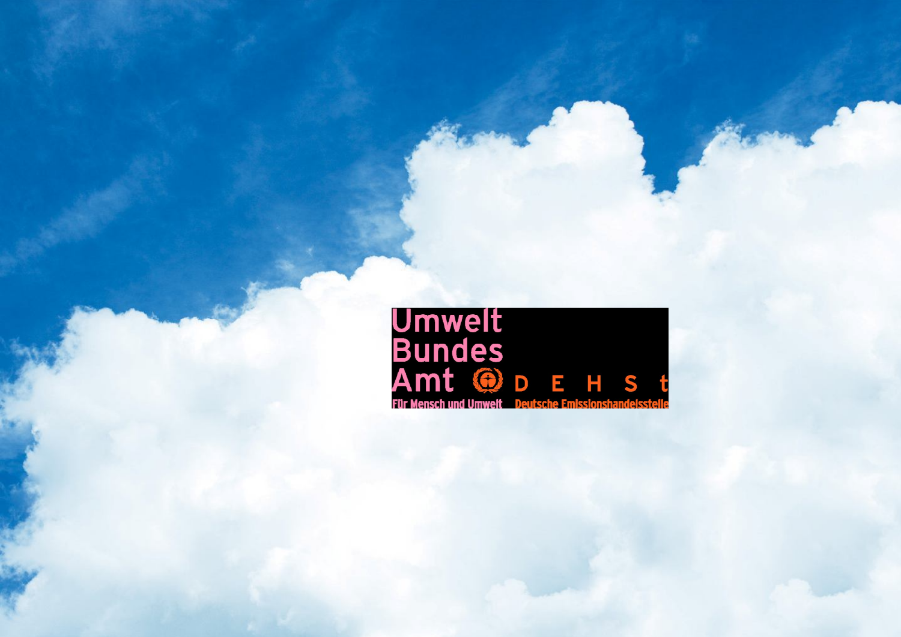Umwelt
Bundes
Amt

Für Mensch und Umwelt

D E H S t

Deutsche Emissionshandelsstelle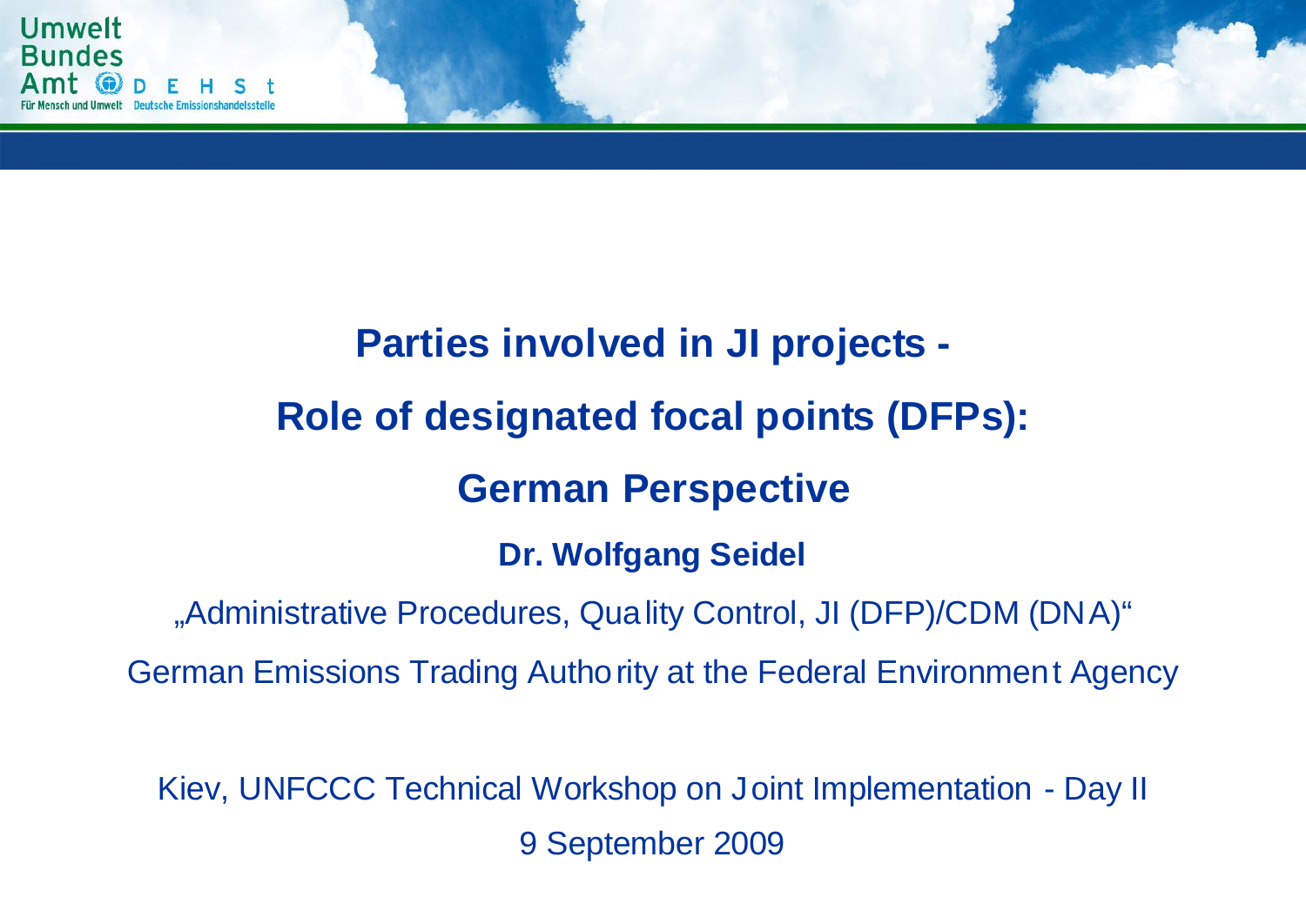# Parties involved in JI projects - Role of designated focal points (DFPs): German Perspective

**Dr. Wolfgang Seidel**

„Administrative Procedures, Quality Control, JI (DFP)/CDM (DNA)"

German Emissions Trading Authority at the Federal Environment Agency

Kiev, UNFCCC Technical Workshop on Joint Implementation - Day II

9 September 2009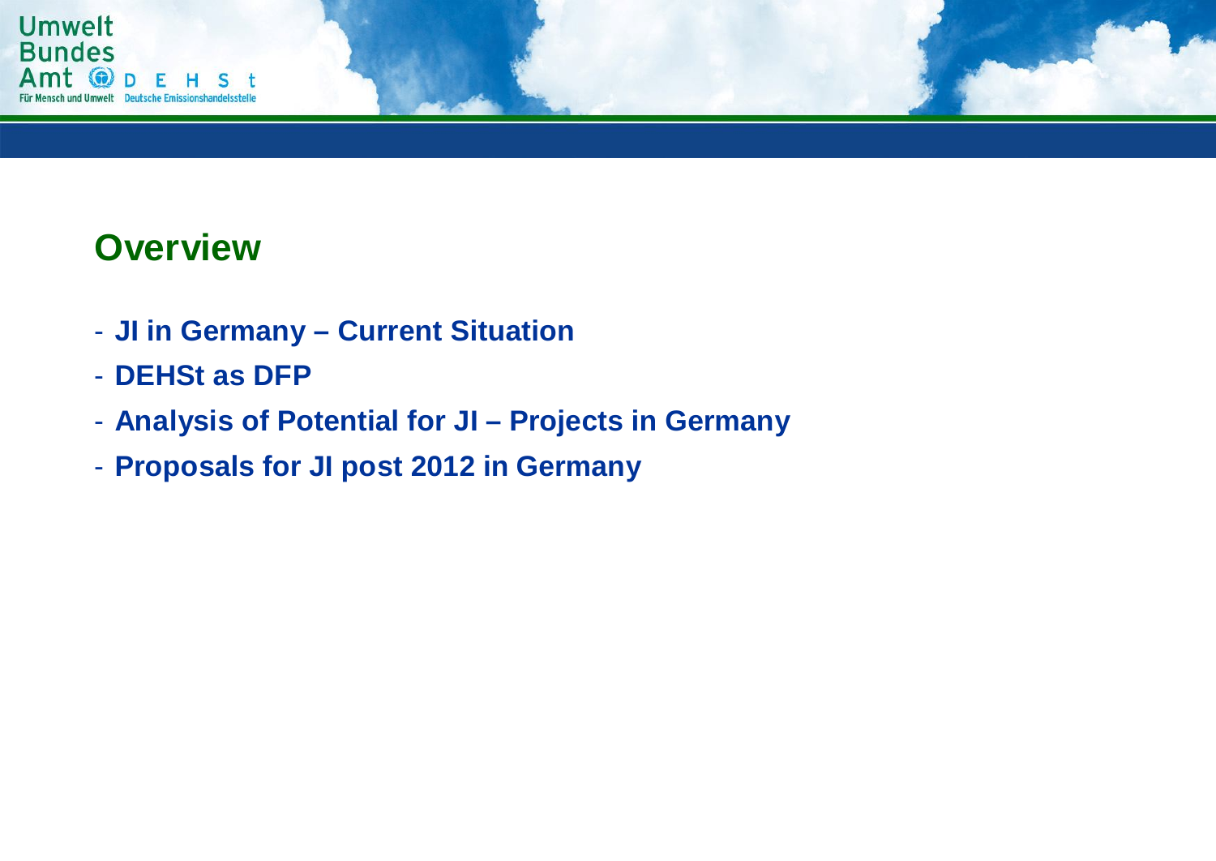## Overview

- **JI in Germany – Current Situation**
- **DEHSt as DFP**
- **Analysis of Potential for JI – Projects in Germany**
- **Proposals for JI post 2012 in Germany**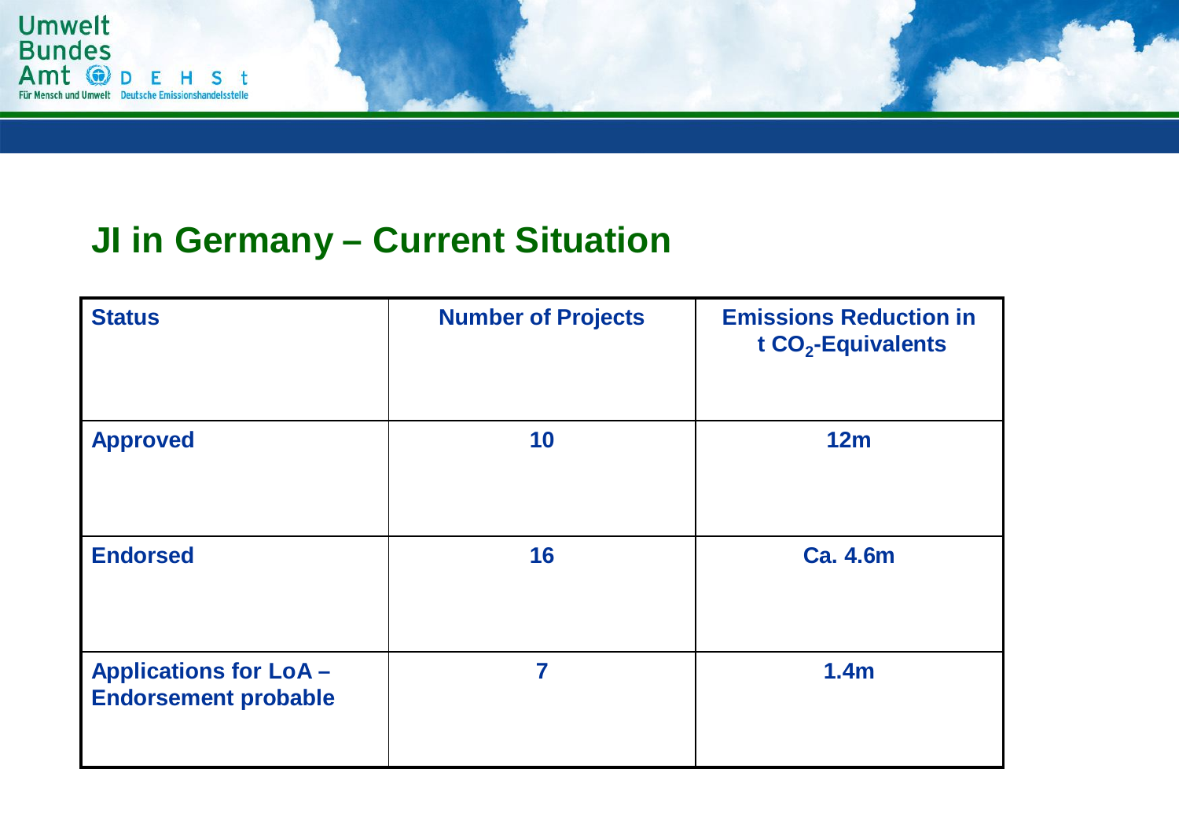# JI in Germany – Current Situation

| Status | Number of Projects | Emissions Reduction in t $CO_2$-Equivalents |
|---|---|---|
| Approved | 10 | 12m |
| Endorsed | 16 | Ca. 4.6m |
| Applications for LoA – Endorsement probable | 7 | 1.4m |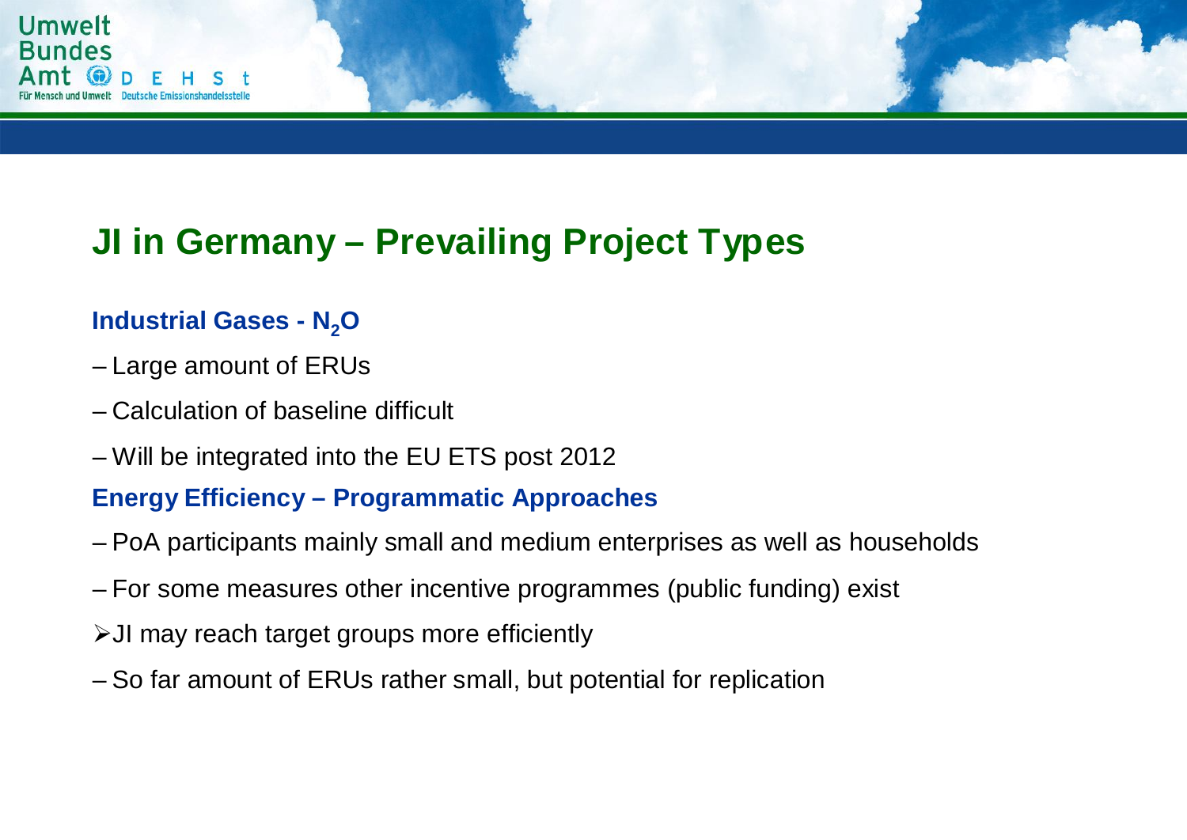# JI in Germany – Prevailing Project Types

### Industrial Gases - $N_2O$

- Large amount of ERUs
- Calculation of baseline difficult
- Will be integrated into the EU ETS post 2012

### Energy Efficiency – Programmatic Approaches

- PoA participants mainly small and medium enterprises as well as households
- For some measures other incentive programmes (public funding) exist

➢ JI may reach target groups more efficiently

- So far amount of ERUs rather small, but potential for replication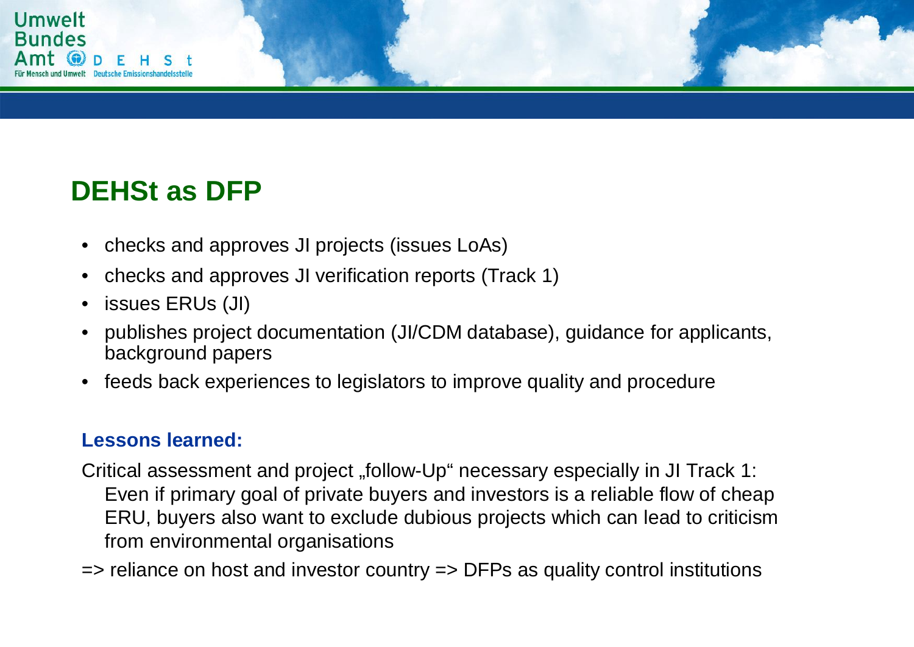# DEHSt as DFP

- checks and approves JI projects (issues LoAs)
- checks and approves JI verification reports (Track 1)
- issues ERUs (JI)
- publishes project documentation (JI/CDM database), guidance for applicants, background papers
- feeds back experiences to legislators to improve quality and procedure

**Lessons learned:**

Critical assessment and project „follow-Up" necessary especially in JI Track 1: Even if primary goal of private buyers and investors is a reliable flow of cheap ERU, buyers also want to exclude dubious projects which can lead to criticism from environmental organisations

=> reliance on host and investor country => DFPs as quality control institutions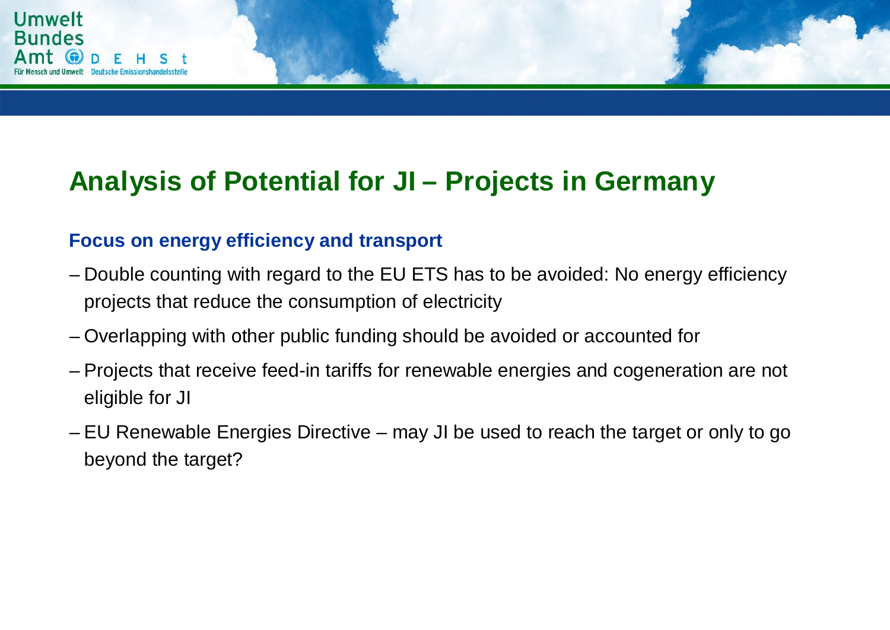# Analysis of Potential for JI – Projects in Germany

## Focus on energy efficiency and transport

- Double counting with regard to the EU ETS has to be avoided: No energy efficiency projects that reduce the consumption of electricity
- Overlapping with other public funding should be avoided or accounted for
- Projects that receive feed-in tariffs for renewable energies and cogeneration are not eligible for JI
- EU Renewable Energies Directive – may JI be used to reach the target or only to go beyond the target?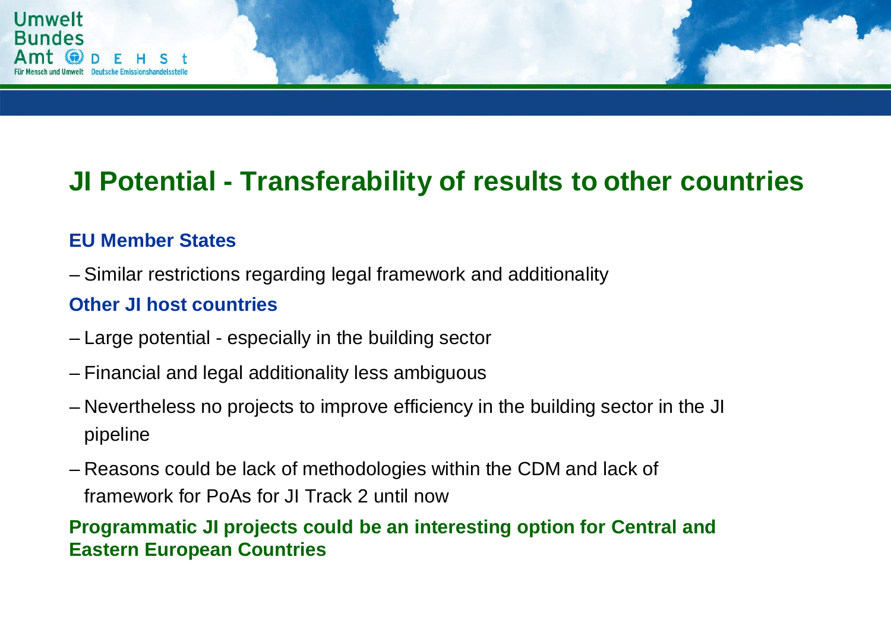# JI Potential - Transferability of results to other countries

### EU Member States

– Similar restrictions regarding legal framework and additionality

### Other JI host countries

– Large potential - especially in the building sector

– Financial and legal additionality less ambiguous

– Nevertheless no projects to improve efficiency in the building sector in the JI pipeline

– Reasons could be lack of methodologies within the CDM and lack of framework for PoAs for JI Track 2 until now

**Programmatic JI projects could be an interesting option for Central and Eastern European Countries**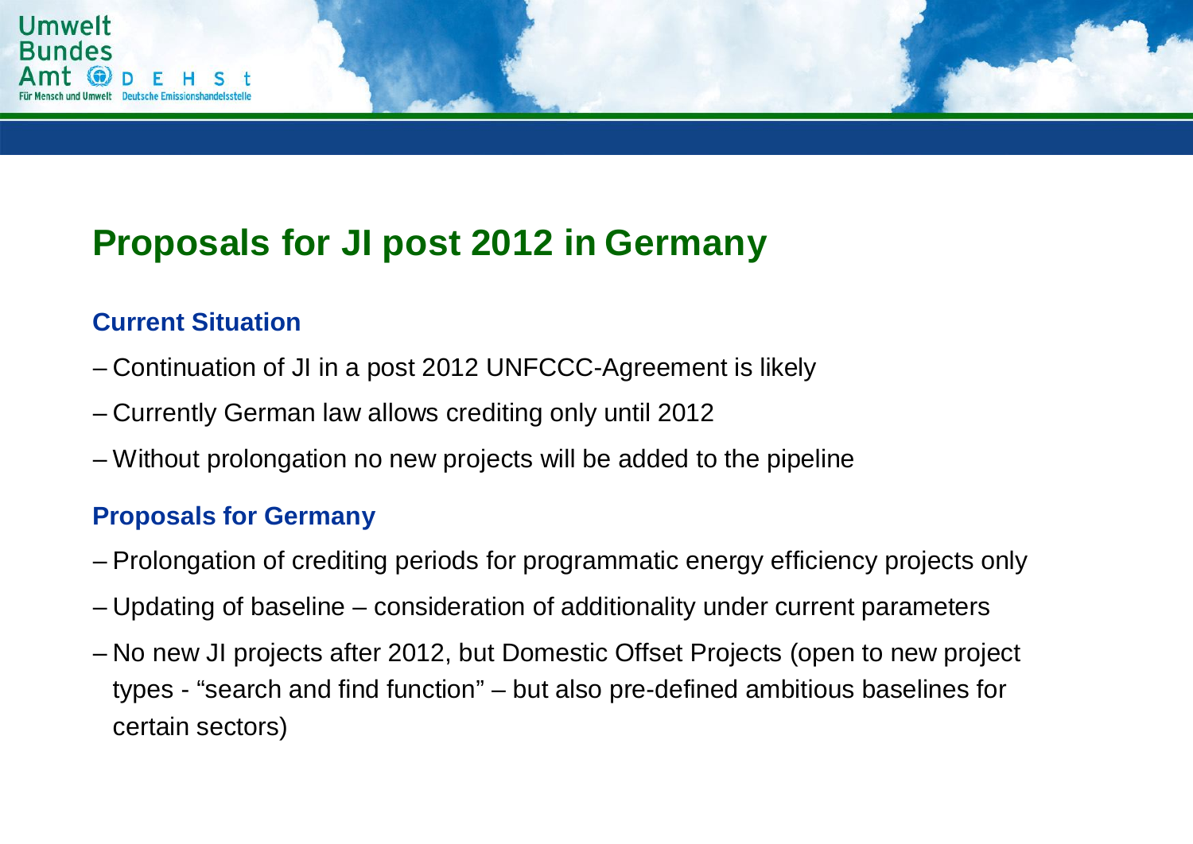# Proposals for JI post 2012 in Germany

### Current Situation

- Continuation of JI in a post 2012 UNFCCC-Agreement is likely
- Currently German law allows crediting only until 2012
- Without prolongation no new projects will be added to the pipeline

### Proposals for Germany

- Prolongation of crediting periods for programmatic energy efficiency projects only
- Updating of baseline – consideration of additionality under current parameters
- No new JI projects after 2012, but Domestic Offset Projects (open to new project types - “search and find function” – but also pre-defined ambitious baselines for certain sectors)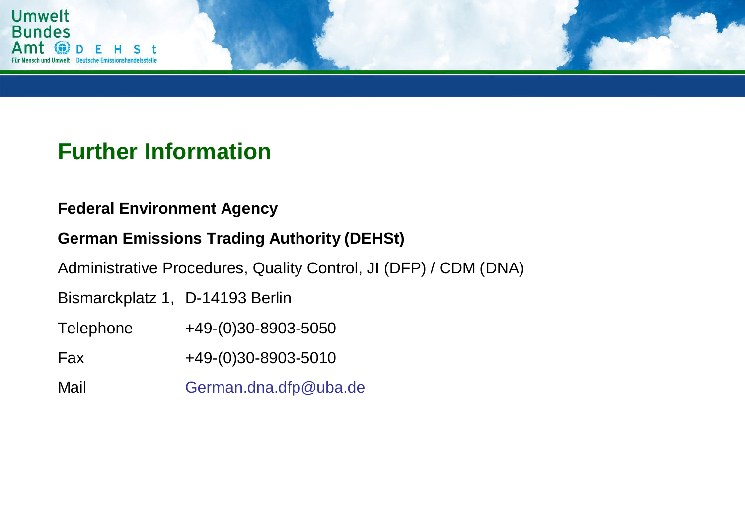# Further Information

**Federal Environment Agency**

**German Emissions Trading Authority (DEHSt)**

Administrative Procedures, Quality Control, JI (DFP) / CDM (DNA)

Bismarckplatz 1, D-14193 Berlin

Telephone +49-(0)30-8903-5050

Fax +49-(0)30-8903-5010

Mail German.dna.dfp@uba.de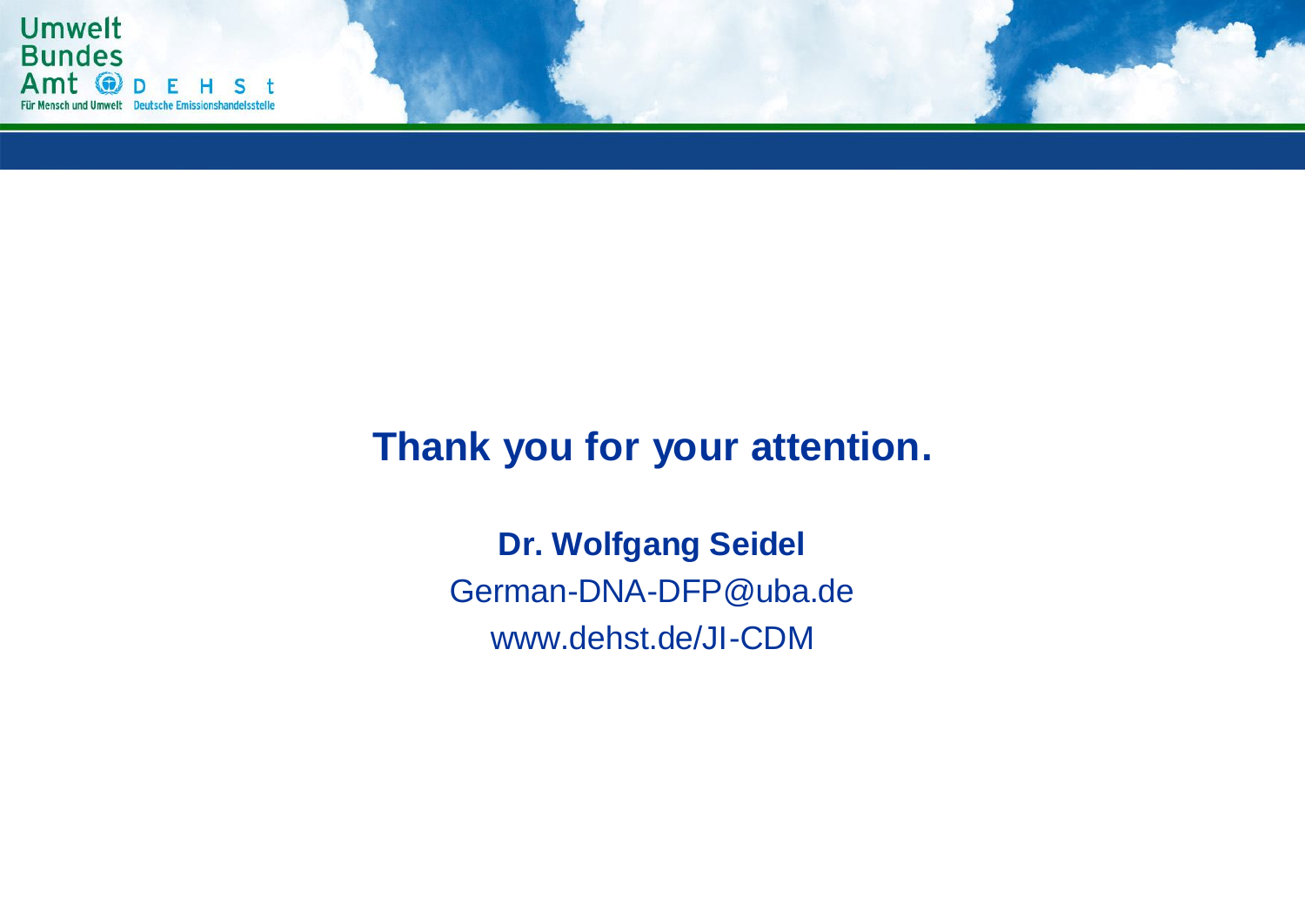**Thank you for your attention.**

**Dr. Wolfgang Seidel**

German-DNA-DFP@uba.de

www.dehst.de/JI-CDM